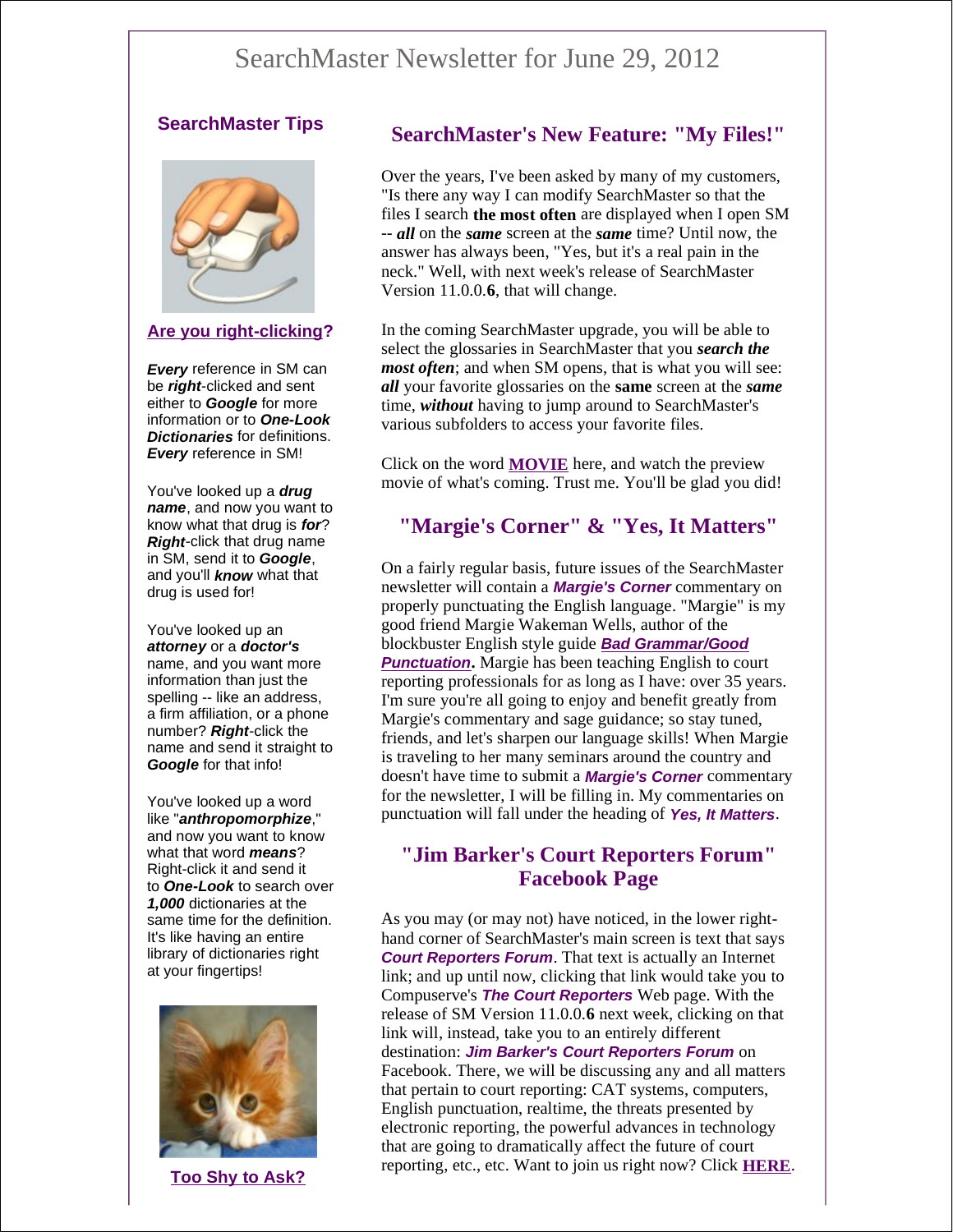# SearchMaster Newsletter for June 29, 2012

## SearchMaster Tips

**Are you right-clicking?**

***Every*** reference in SM can be ***right***-clicked and sent either to ***Google*** for more information or to ***One-Look Dictionaries*** for definitions. ***Every*** reference in SM!

You've looked up a ***drug name***, and now you want to know what that drug is ***for***? ***Right***-click that drug name in SM, send it to ***Google***, and you'll ***know*** what that drug is used for!

You've looked up an ***attorney*** or a ***doctor's*** name, and you want more information than just the spelling -- like an address, a firm affiliation, or a phone number? ***Right***-click the name and send it straight to ***Google*** for that info!

You've looked up a word like "***anthropomorphize***," and now you want to know what that word ***means***? Right-click it and send it to ***One-Look*** to search over ***1,000*** dictionaries at the same time for the definition. It's like having an entire library of dictionaries right at your fingertips!

**Too Shy to Ask?**

## SearchMaster's New Feature: "My Files!"

Over the years, I've been asked by many of my customers, "Is there any way I can modify SearchMaster so that the files I search **the most often** are displayed when I open SM -- ***all*** on the ***same*** screen at the ***same*** time? Until now, the answer has always been, "Yes, but it's a real pain in the neck." Well, with next week's release of SearchMaster Version 11.0.0.**6**, that will change.

In the coming SearchMaster upgrade, you will be able to select the glossaries in SearchMaster that you ***search the most often***; and when SM opens, that is what you will see: ***all*** your favorite glossaries on the **same** screen at the ***same*** time, ***without*** having to jump around to SearchMaster's various subfolders to access your favorite files.

Click on the word **MOVIE** here, and watch the preview movie of what's coming. Trust me. You'll be glad you did!

## "Margie's Corner" & "Yes, It Matters"

On a fairly regular basis, future issues of the SearchMaster newsletter will contain a ***Margie's Corner*** commentary on properly punctuating the English language. "Margie" is my good friend Margie Wakeman Wells, author of the blockbuster English style guide ***Bad Grammar/Good Punctuation*. Margie has been teaching English to court reporting professionals for as long as I have: over 35 years. I'm sure you're all going to enjoy and benefit greatly from Margie's commentary and sage guidance; so stay tuned, friends, and let's sharpen our language skills! When Margie is traveling to her many seminars around the country and doesn't have time to submit a ***Margie's Corner*** commentary for the newsletter, I will be filling in. My commentaries on punctuation will fall under the heading of ***Yes, It Matters***.

## "Jim Barker's Court Reporters Forum" Facebook Page

As you may (or may not) have noticed, in the lower right-hand corner of SearchMaster's main screen is text that says ***Court Reporters Forum***. That text is actually an Internet link; and up until now, clicking that link would take you to Compuserve's ***The Court Reporters*** Web page. With the release of SM Version 11.0.0.**6** next week, clicking on that link will, instead, take you to an entirely different destination: ***Jim Barker's Court Reporters Forum*** on Facebook. There, we will be discussing any and all matters that pertain to court reporting: CAT systems, computers, English punctuation, realtime, the threats presented by electronic reporting, the powerful advances in technology that are going to dramatically affect the future of court reporting, etc., etc. Want to join us right now? Click **HERE**.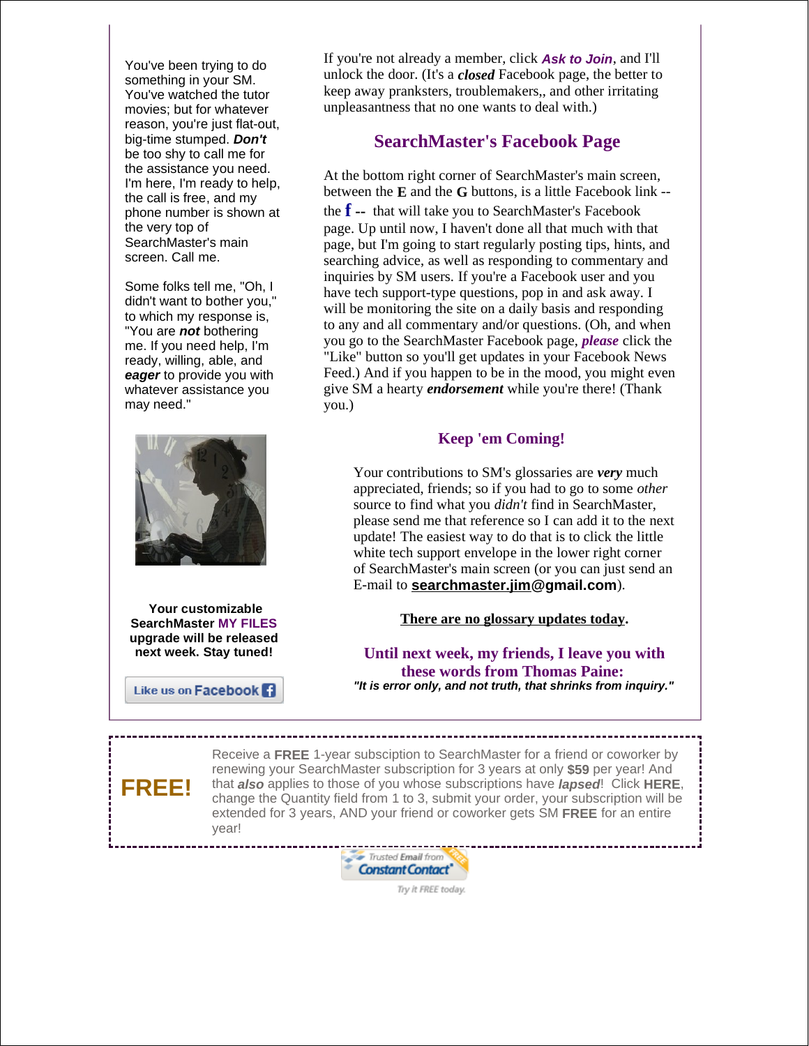You've been trying to do something in your SM. You've watched the tutor movies; but for whatever reason, you're just flat-out, big-time stumped. ***Don't*** be too shy to call me for the assistance you need. I'm here, I'm ready to help, the call is free, and my phone number is shown at the very top of SearchMaster's main screen. Call me.

Some folks tell me, "Oh, I didn't want to bother you," to which my response is, "You are ***not*** bothering me. If you need help, I'm ready, willing, able, and ***eager*** to provide you with whatever assistance you may need."

**Your customizable SearchMaster MY FILES upgrade will be released next week. Stay tuned!**

Like us on Facebook

If you're not already a member, click ***Ask to Join***, and I'll unlock the door. (It's a ***closed*** Facebook page, the better to keep away pranksters, troublemakers,, and other irritating unpleasantness that no one wants to deal with.)

## SearchMaster's Facebook Page

At the bottom right corner of SearchMaster's main screen, between the **E** and the **G** buttons, is a little Facebook link -- the **f --** that will take you to SearchMaster's Facebook page. Up until now, I haven't done all that much with that page, but I'm going to start regularly posting tips, hints, and searching advice, as well as responding to commentary and inquiries by SM users. If you're a Facebook user and you have tech support-type questions, pop in and ask away. I will be monitoring the site on a daily basis and responding to any and all commentary and/or questions. (Oh, and when you go to the SearchMaster Facebook page, ***please*** click the "Like" button so you'll get updates in your Facebook News Feed.) And if you happen to be in the mood, you might even give SM a hearty ***endorsement*** while you're there! (Thank you.)

### Keep 'em Coming!

Your contributions to SM's glossaries are ***very*** much appreciated, friends; so if you had to go to some *other* source to find what you *didn't* find in SearchMaster, please send me that reference so I can add it to the next update! The easiest way to do that is to click the little white tech support envelope in the lower right corner of SearchMaster's main screen (or you can just send an E-mail to **searchmaster.jim@gmail.com**).

**There are no glossary updates today.**

### Until next week, my friends, I leave you with these words from Thomas Paine:

***"It is error only, and not truth, that shrinks from inquiry."***

**FREE!**

Receive a **FREE** 1-year subsciption to SearchMaster for a friend or coworker by renewing your SearchMaster subscription for 3 years at only **$59** per year! And that ***also*** applies to those of you whose subscriptions have ***lapsed***! Click **HERE**, change the Quantity field from 1 to 3, submit your order, your subscription will be extended for 3 years, AND your friend or coworker gets SM **FREE** for an entire year!

Trusted Email from Constant Contact
Try it FREE today.